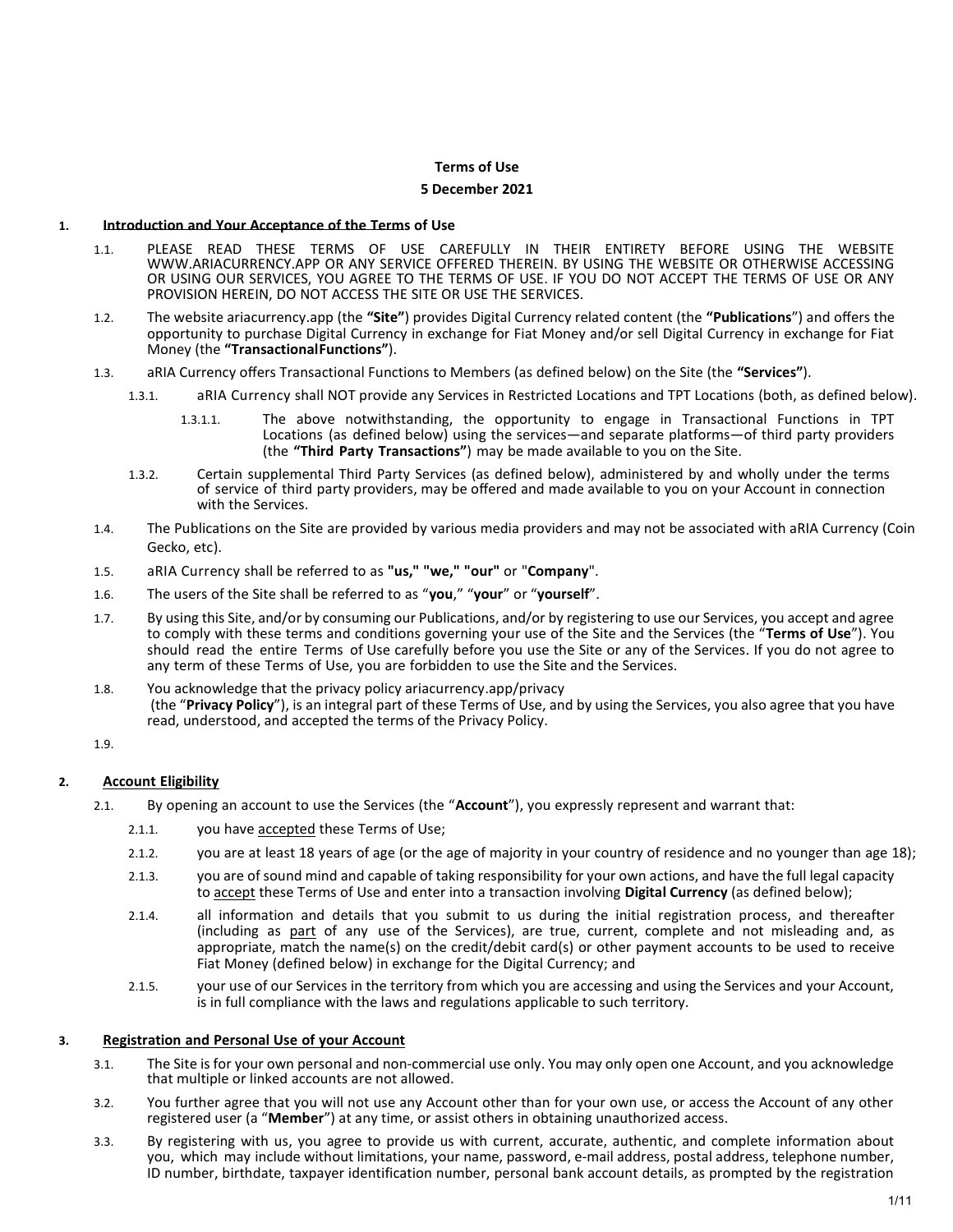**Terms of Use**

**5 December 2021**

## 1. Introduction and Your Acceptance of the Terms of Use

1.1. PLEASE READ THESE TERMS OF USE CAREFULLY IN THEIR ENTIRETY BEFORE USING THE WEBSITE WWW.ARIACURRENCY.APP OR ANY SERVICE OFFERED THEREIN. BY USING THE WEBSITE OR OTHERWISE ACCESSING OR USING OUR SERVICES, YOU AGREE TO THE TERMS OF USE. IF YOU DO NOT ACCEPT THE TERMS OF USE OR ANY PROVISION HEREIN, DO NOT ACCESS THE SITE OR USE THE SERVICES.

1.2. The website ariacurrency.app (the **"Site"**) provides Digital Currency related content (the **"Publications"**) and offers the opportunity to purchase Digital Currency in exchange for Fiat Money and/or sell Digital Currency in exchange for Fiat Money (the **"TransactionalFunctions"**).

1.3. aRIA Currency offers Transactional Functions to Members (as defined below) on the Site (the **"Services"**).

1.3.1. aRIA Currency shall NOT provide any Services in Restricted Locations and TPT Locations (both, as defined below).

1.3.1.1. The above notwithstanding, the opportunity to engage in Transactional Functions in TPT Locations (as defined below) using the services—and separate platforms—of third party providers (the **"Third Party Transactions"**) may be made available to you on the Site.

1.3.2. Certain supplemental Third Party Services (as defined below), administered by and wholly under the terms of service of third party providers, may be offered and made available to you on your Account in connection with the Services.

1.4. The Publications on the Site are provided by various media providers and may not be associated with aRIA Currency (Coin Gecko, etc).

1.5. aRIA Currency shall be referred to as **"us," "we," "our"** or "**Company**".

1.6. The users of the Site shall be referred to as "**you**," "**your**" or "**yourself**".

1.7. By using this Site, and/or by consuming our Publications, and/or by registering to use our Services, you accept and agree to comply with these terms and conditions governing your use of the Site and the Services (the "**Terms of Use**"). You should read the entire Terms of Use carefully before you use the Site or any of the Services. If you do not agree to any term of these Terms of Use, you are forbidden to use the Site and the Services.

1.8. You acknowledge that the privacy policy ariacurrency.app/privacy (the "**Privacy Policy**"), is an integral part of these Terms of Use, and by using the Services, you also agree that you have read, understood, and accepted the terms of the Privacy Policy.

1.9.

## 2. Account Eligibility

2.1. By opening an account to use the Services (the "**Account**"), you expressly represent and warrant that:

2.1.1. you have accepted these Terms of Use;

2.1.2. you are at least 18 years of age (or the age of majority in your country of residence and no younger than age 18);

2.1.3. you are of sound mind and capable of taking responsibility for your own actions, and have the full legal capacity to accept these Terms of Use and enter into a transaction involving **Digital Currency** (as defined below);

2.1.4. all information and details that you submit to us during the initial registration process, and thereafter (including as part of any use of the Services), are true, current, complete and not misleading and, as appropriate, match the name(s) on the credit/debit card(s) or other payment accounts to be used to receive Fiat Money (defined below) in exchange for the Digital Currency; and

2.1.5. your use of our Services in the territory from which you are accessing and using the Services and your Account, is in full compliance with the laws and regulations applicable to such territory.

## 3. Registration and Personal Use of your Account

3.1. The Site is for your own personal and non-commercial use only. You may only open one Account, and you acknowledge that multiple or linked accounts are not allowed.

3.2. You further agree that you will not use any Account other than for your own use, or access the Account of any other registered user (a "**Member**") at any time, or assist others in obtaining unauthorized access.

3.3. By registering with us, you agree to provide us with current, accurate, authentic, and complete information about you, which may include without limitations, your name, password, e-mail address, postal address, telephone number, ID number, birthdate, taxpayer identification number, personal bank account details, as prompted by the registration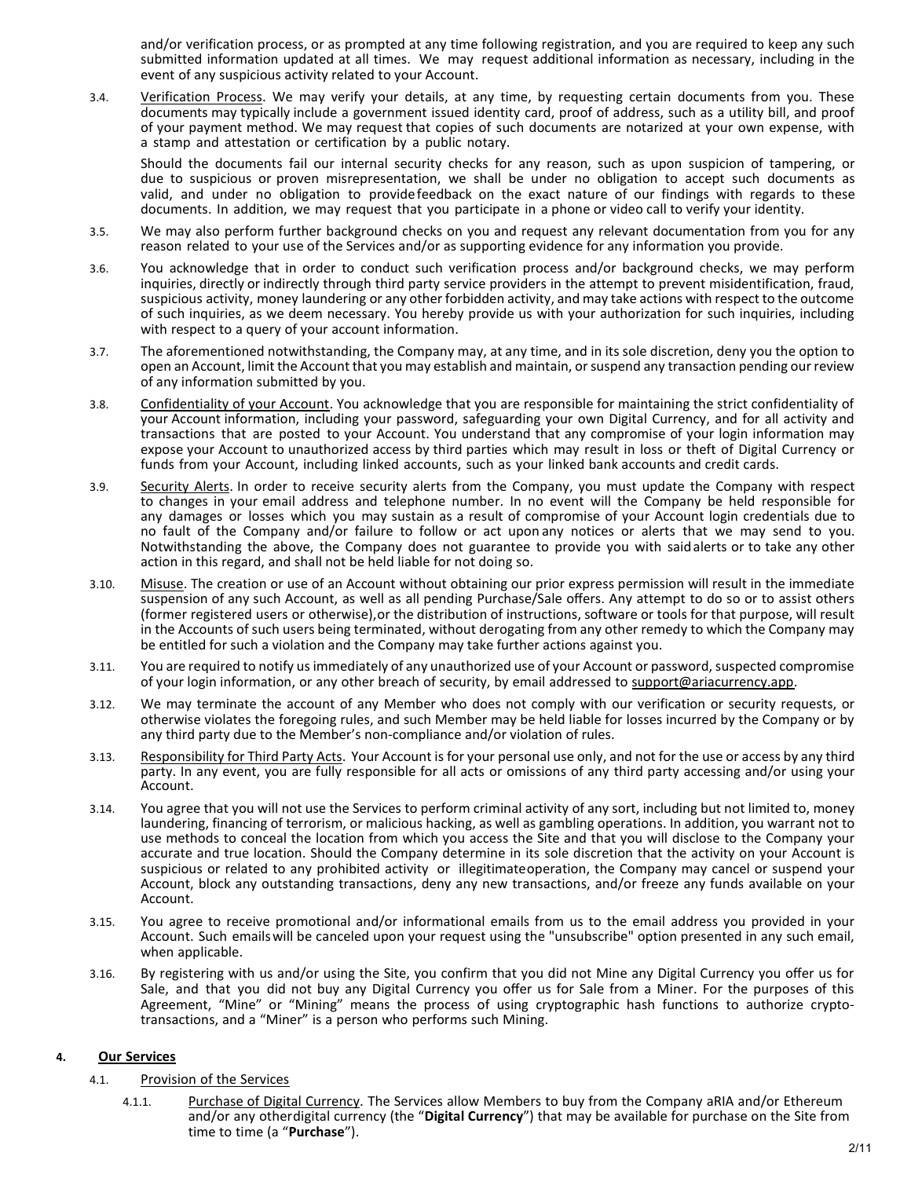and/or verification process, or as prompted at any time following registration, and you are required to keep any such submitted information updated at all times. We may request additional information as necessary, including in the event of any suspicious activity related to your Account.

3.4. Verification Process. We may verify your details, at any time, by requesting certain documents from you. These documents may typically include a government issued identity card, proof of address, such as a utility bill, and proof of your payment method. We may request that copies of such documents are notarized at your own expense, with a stamp and attestation or certification by a public notary.

Should the documents fail our internal security checks for any reason, such as upon suspicion of tampering, or due to suspicious or proven misrepresentation, we shall be under no obligation to accept such documents as valid, and under no obligation to provide feedback on the exact nature of our findings with regards to these documents. In addition, we may request that you participate in a phone or video call to verify your identity.

3.5. We may also perform further background checks on you and request any relevant documentation from you for any reason related to your use of the Services and/or as supporting evidence for any information you provide.

3.6. You acknowledge that in order to conduct such verification process and/or background checks, we may perform inquiries, directly or indirectly through third party service providers in the attempt to prevent misidentification, fraud, suspicious activity, money laundering or any other forbidden activity, and may take actions with respect to the outcome of such inquiries, as we deem necessary. You hereby provide us with your authorization for such inquiries, including with respect to a query of your account information.

3.7. The aforementioned notwithstanding, the Company may, at any time, and in its sole discretion, deny you the option to open an Account, limit the Account that you may establish and maintain, or suspend any transaction pending our review of any information submitted by you.

3.8. Confidentiality of your Account. You acknowledge that you are responsible for maintaining the strict confidentiality of your Account information, including your password, safeguarding your own Digital Currency, and for all activity and transactions that are posted to your Account. You understand that any compromise of your login information may expose your Account to unauthorized access by third parties which may result in loss or theft of Digital Currency or funds from your Account, including linked accounts, such as your linked bank accounts and credit cards.

3.9. Security Alerts. In order to receive security alerts from the Company, you must update the Company with respect to changes in your email address and telephone number. In no event will the Company be held responsible for any damages or losses which you may sustain as a result of compromise of your Account login credentials due to no fault of the Company and/or failure to follow or act upon any notices or alerts that we may send to you. Notwithstanding the above, the Company does not guarantee to provide you with said alerts or to take any other action in this regard, and shall not be held liable for not doing so.

3.10. Misuse. The creation or use of an Account without obtaining our prior express permission will result in the immediate suspension of any such Account, as well as all pending Purchase/Sale offers. Any attempt to do so or to assist others (former registered users or otherwise), or the distribution of instructions, software or tools for that purpose, will result in the Accounts of such users being terminated, without derogating from any other remedy to which the Company may be entitled for such a violation and the Company may take further actions against you.

3.11. You are required to notify us immediately of any unauthorized use of your Account or password, suspected compromise of your login information, or any other breach of security, by email addressed to support@ariacurrency.app.

3.12. We may terminate the account of any Member who does not comply with our verification or security requests, or otherwise violates the foregoing rules, and such Member may be held liable for losses incurred by the Company or by any third party due to the Member's non-compliance and/or violation of rules.

3.13. Responsibility for Third Party Acts. Your Account is for your personal use only, and not for the use or access by any third party. In any event, you are fully responsible for all acts or omissions of any third party accessing and/or using your Account.

3.14. You agree that you will not use the Services to perform criminal activity of any sort, including but not limited to, money laundering, financing of terrorism, or malicious hacking, as well as gambling operations. In addition, you warrant not to use methods to conceal the location from which you access the Site and that you will disclose to the Company your accurate and true location. Should the Company determine in its sole discretion that the activity on your Account is suspicious or related to any prohibited activity or illegitimate operation, the Company may cancel or suspend your Account, block any outstanding transactions, deny any new transactions, and/or freeze any funds available on your Account.

3.15. You agree to receive promotional and/or informational emails from us to the email address you provided in your Account. Such emails will be canceled upon your request using the "unsubscribe" option presented in any such email, when applicable.

3.16. By registering with us and/or using the Site, you confirm that you did not Mine any Digital Currency you offer us for Sale, and that you did not buy any Digital Currency you offer us for Sale from a Miner. For the purposes of this Agreement, "Mine" or "Mining" means the process of using cryptographic hash functions to authorize crypto-transactions, and a "Miner" is a person who performs such Mining.

## 4. Our Services

4.1. Provision of the Services

4.1.1. Purchase of Digital Currency. The Services allow Members to buy from the Company aRIA and/or Ethereum and/or any other digital currency (the "**Digital Currency**") that may be available for purchase on the Site from time to time (a "**Purchase**").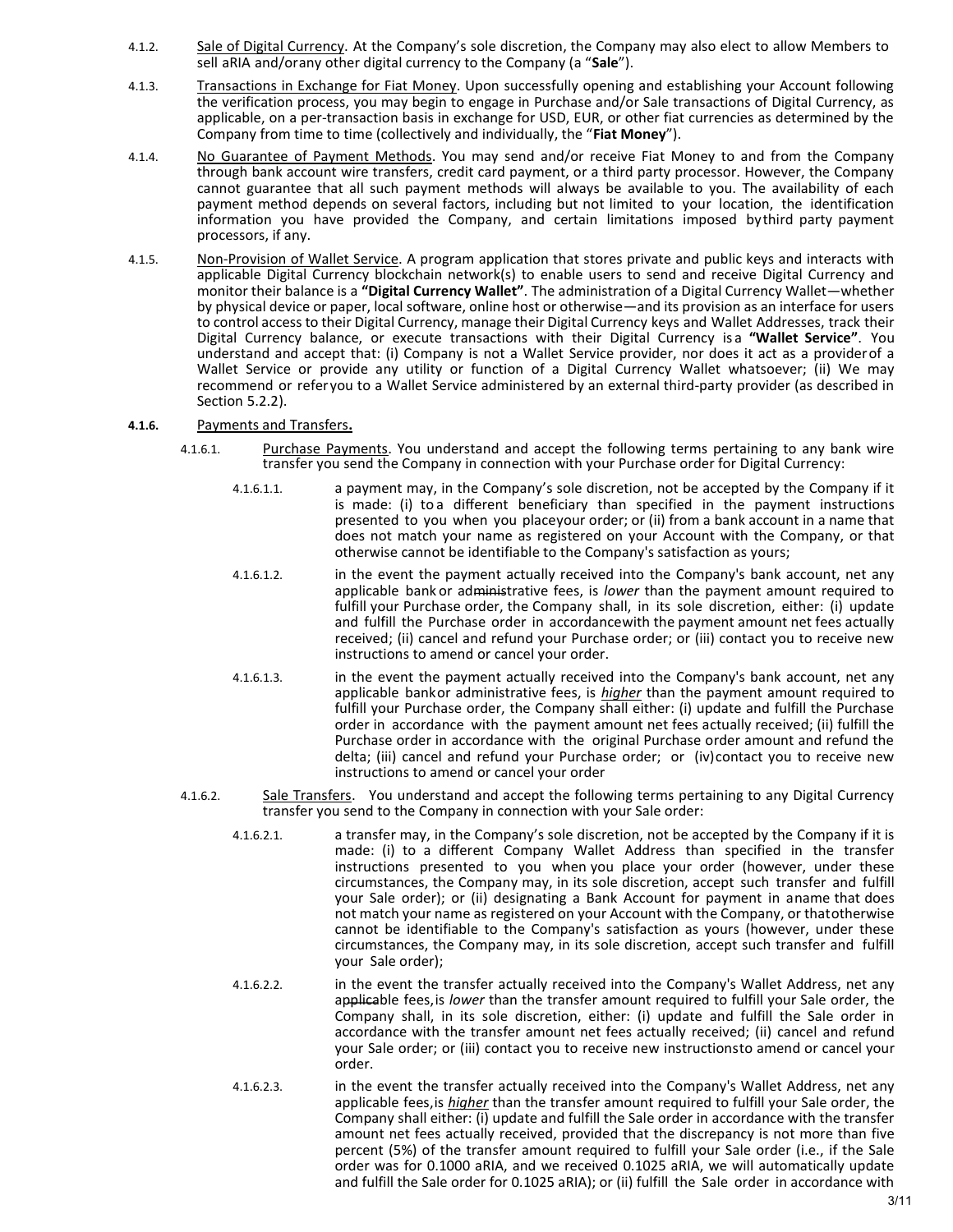4.1.2. Sale of Digital Currency. At the Company's sole discretion, the Company may also elect to allow Members to sell aRIA and/orany other digital currency to the Company (a "**Sale**").

4.1.3. Transactions in Exchange for Fiat Money. Upon successfully opening and establishing your Account following the verification process, you may begin to engage in Purchase and/or Sale transactions of Digital Currency, as applicable, on a per-transaction basis in exchange for USD, EUR, or other fiat currencies as determined by the Company from time to time (collectively and individually, the "**Fiat Money**").

4.1.4. No Guarantee of Payment Methods. You may send and/or receive Fiat Money to and from the Company through bank account wire transfers, credit card payment, or a third party processor. However, the Company cannot guarantee that all such payment methods will always be available to you. The availability of each payment method depends on several factors, including but not limited to your location, the identification information you have provided the Company, and certain limitations imposed bythird party payment processors, if any.

4.1.5. Non-Provision of Wallet Service. A program application that stores private and public keys and interacts with applicable Digital Currency blockchain network(s) to enable users to send and receive Digital Currency and monitor their balance is a **"Digital Currency Wallet"**. The administration of a Digital Currency Wallet—whether by physical device or paper, local software, online host or otherwise—and its provision as an interface for users to control access to their Digital Currency, manage their Digital Currency keys and Wallet Addresses, track their Digital Currency balance, or execute transactions with their Digital Currency is a **"Wallet Service"**. You understand and accept that: (i) Company is not a Wallet Service provider, nor does it act as a providerof a Wallet Service or provide any utility or function of a Digital Currency Wallet whatsoever; (ii) We may recommend or referyou to a Wallet Service administered by an external third-party provider (as described in Section 5.2.2).

**4.1.6.** Payments and Transfers**.**

4.1.6.1. Purchase Payments. You understand and accept the following terms pertaining to any bank wire transfer you send to the Company in connection with your Purchase order for Digital Currency:

4.1.6.1.1. a payment may, in the Company's sole discretion, not be accepted by the Company if it is made: (i) toa different beneficiary than specified in the payment instructions presented to you when you placeyour order; or (ii) from a bank account in a name that does not match your name as registered on your Account with the Company, or that otherwise cannot be identifiable to the Company's satisfaction as yours;

4.1.6.1.2. in the event the payment actually received into the Company's bank account, net any applicable bank or administrative fees, is *lower* than the payment amount required to fulfill your Purchase order, the Company shall, in its sole discretion, either: (i) update and fulfill the Purchase order in accordancewith the payment amount net fees actually received; (ii) cancel and refund your Purchaseorder; or (iii) contact you to receive new instructions to amend or cancel your order.

4.1.6.1.3. in the event the payment actually received into the Company's bank account, net any applicable bankor administrative fees, is ***higher*** than the payment amount required to fulfill your Purchase order, the Company shall either: (i) update and fulfill the Purchase order in accordance with the payment amount net fees actually received; (ii) fulfill the Purchase order in accordance with the original Purchase order amount and refund the delta; (iii) cancel and refund your Purchase order; or (iv)contact you to receive new instructions to amend or cancel your order

4.1.6.2. Sale Transfers. You understand and accept the following terms pertaining to any Digital Currency transfer you send to the Company in connection with your Sale order:

4.1.6.2.1. a transfer may, in the Company's sole discretion, not be accepted by the Company if it is made: (i) to a different Company Wallet Address than specified in the transfer instructions presented to you when you place your order (however, under these circumstances, the Company may, in its sole discretion, accept such transfer and fulfill your Sale order); or (ii) designating a Bank Account for payment in aname that does not match your name as registered on your Account with the Company, or thatotherwise cannot be identifiable to the Company's satisfaction as yours (however, under these circumstances, the Company may, in its sole discretion, accept such transfer and fulfill your Sale order);

4.1.6.2.2. in the event the transfer actually received into the Company's Wallet Address, net any applicable fees,is *lower* than the transfer amount required to fulfill your Sale order, the Company shall, in its sole discretion, either: (i) update and fulfill the Sale order in accordance with the transfer amount net fees actually received; (ii) cancel and refund your Sale order; or (iii) contact you to receive new instructionsto amend or cancel your order.

4.1.6.2.3. in the event the transfer actually received into the Company's Wallet Address, net any applicable fees,is ***higher*** than the transfer amount required to fulfill your Sale order, the Company shall either: (i) update and fulfill the Sale order in accordance with the transfer amount net fees actually received, provided that the discrepancy is not more than five percent (5%) of the transfer amount required to fulfill your Sale order (i.e., if the Sale order was for 0.1000 aRIA, and we received 0.1025 aRIA, we will automatically update and fulfill the Sale order for 0.1025 aRIA); or (ii) fulfill the Sale order in accordance with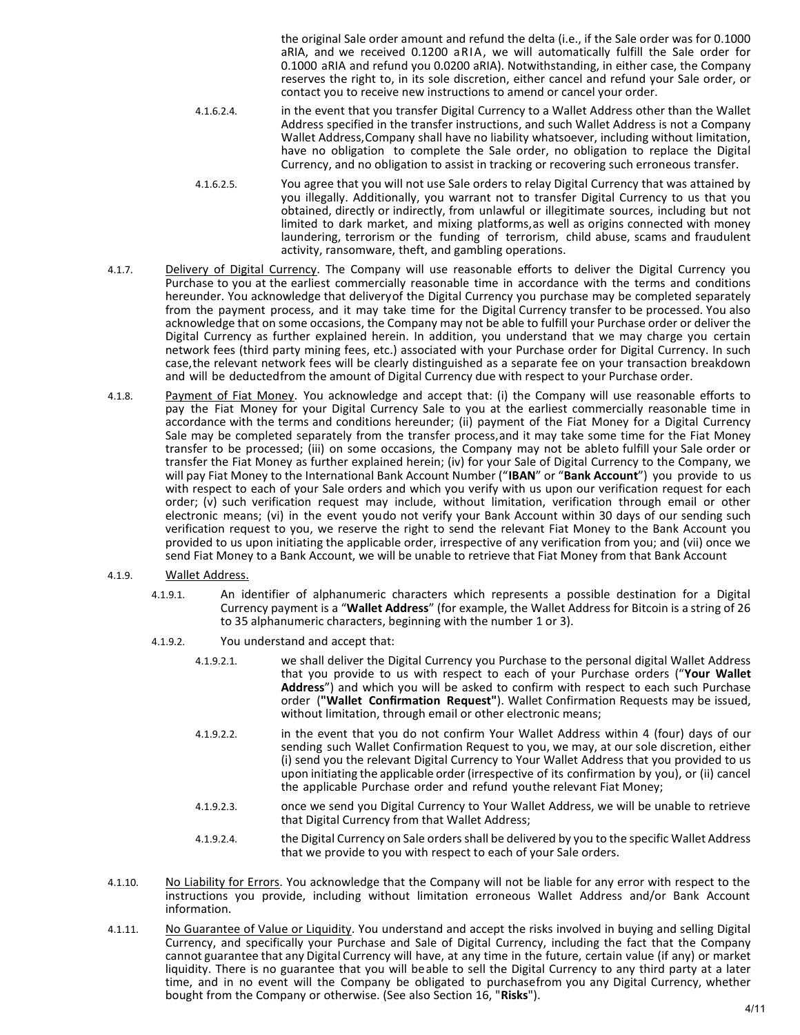the original Sale order amount and refund the delta (i.e., if the Sale order was for 0.1000 aRIA, and we received 0.1200 aRIA, we will automatically fulfill the Sale order for 0.1000 aRIA and refund you 0.0200 aRIA). Notwithstanding, in either case, the Company reserves the right to, in its sole discretion, either cancel and refund your Sale order, or contact you to receive new instructions to amend or cancel your order.

4.1.6.2.4. in the event that you transfer Digital Currency to a Wallet Address other than the Wallet Address specified in the transfer instructions, and such Wallet Address is not a Company Wallet Address, Company shall have no liability whatsoever, including without limitation, have no obligation to complete the Sale order, no obligation to replace the Digital Currency, and no obligation to assist in tracking or recovering such erroneous transfer.

4.1.6.2.5. You agree that you will not use Sale orders to relay Digital Currency that was attained by you illegally. Additionally, you warrant not to transfer Digital Currency to us that you obtained, directly or indirectly, from unlawful or illegitimate sources, including but not limited to dark market, and mixing platforms, as well as origins connected with money laundering, terrorism or the funding of terrorism, child abuse, scams and fraudulent activity, ransomware, theft, and gambling operations.

4.1.7. Delivery of Digital Currency. The Company will use reasonable efforts to deliver the Digital Currency you Purchase to you at the earliest commercially reasonable time in accordance with the terms and conditions hereunder. You acknowledge that delivery of the Digital Currency you purchase may be completed separately from the payment process, and it may take time for the Digital Currency transfer to be processed. You also acknowledge that on some occasions, the Company may not be able to fulfill your Purchase order or deliver the Digital Currency as further explained herein. In addition, you understand that we may charge you certain network fees (third party mining fees, etc.) associated with your Purchase order for Digital Currency. In such case, the relevant network fees will be clearly distinguished as a separate fee on your transaction breakdown and will be deducted from the amount of Digital Currency due with respect to your Purchase order.

4.1.8. Payment of Fiat Money. You acknowledge and accept that: (i) the Company will use reasonable efforts to pay the Fiat Money for your Digital Currency Sale to you at the earliest commercially reasonable time in accordance with the terms and conditions hereunder; (ii) payment of the Fiat Money for a Digital Currency Sale may be completed separately from the transfer process, and it may take some time for the Fiat Money transfer to be processed; (iii) on some occasions, the Company may not be able to fulfill your Sale order or transfer the Fiat Money as further explained herein; (iv) for your Sale of Digital Currency to the Company, we will pay Fiat Money to the International Bank Account Number ("**IBAN**" or "**Bank Account**") you provide to us with respect to each of your Sale orders and which you verify with us upon our verification request for each order; (v) such verification request may include, without limitation, verification through email or other electronic means; (vi) in the event you do not verify your Bank Account within 30 days of our sending such verification request to you, we reserve the right to send the relevant Fiat Money to the Bank Account you provided to us upon initiating the applicable order, irrespective of any verification from you; and (vii) once we send Fiat Money to a Bank Account, we will be unable to retrieve that Fiat Money from that Bank Account

4.1.9. Wallet Address.

4.1.9.1. An identifier of alphanumeric characters which represents a possible destination for a Digital Currency payment is a "**Wallet Address**" (for example, the Wallet Address for Bitcoin is a string of 26 to 35 alphanumeric characters, beginning with the number 1 or 3).

4.1.9.2. You understand and accept that:

4.1.9.2.1. we shall deliver the Digital Currency you Purchase to the personal digital Wallet Address that you provide to us with respect to each of your Purchase orders ("**Your Wallet Address**") and which you will be asked to confirm with respect to each such Purchase order (**"Wallet Confirmation Request"**). Wallet Confirmation Requests may be issued, without limitation, through email or other electronic means;

4.1.9.2.2. in the event that you do not confirm Your Wallet Address within 4 (four) days of our sending such Wallet Confirmation Request to you, we may, at our sole discretion, either (i) send you the relevant Digital Currency to Your Wallet Address that you provided to us upon initiating the applicable order (irrespective of its confirmation by you), or (ii) cancel the applicable Purchase order and refund you the relevant Fiat Money;

4.1.9.2.3. once we send you Digital Currency to Your Wallet Address, we will be unable to retrieve that Digital Currency from that Wallet Address;

4.1.9.2.4. the Digital Currency on Sale orders shall be delivered by you to the specific Wallet Address that we provide to you with respect to each of your Sale orders.

4.1.10. No Liability for Errors. You acknowledge that the Company will not be liable for any error with respect to the instructions you provide, including without limitation erroneous Wallet Address and/or Bank Account information.

4.1.11. No Guarantee of Value or Liquidity. You understand and accept the risks involved in buying and selling Digital Currency, and specifically your Purchase and Sale of Digital Currency, including the fact that the Company cannot guarantee that any Digital Currency will have, at any time in the future, certain value (if any) or market liquidity. There is no guarantee that you will be able to sell the Digital Currency to any third party at a later time, and in no event will the Company be obligated to purchase from you any Digital Currency, whether bought from the Company or otherwise. (See also Section 16, "**Risks**").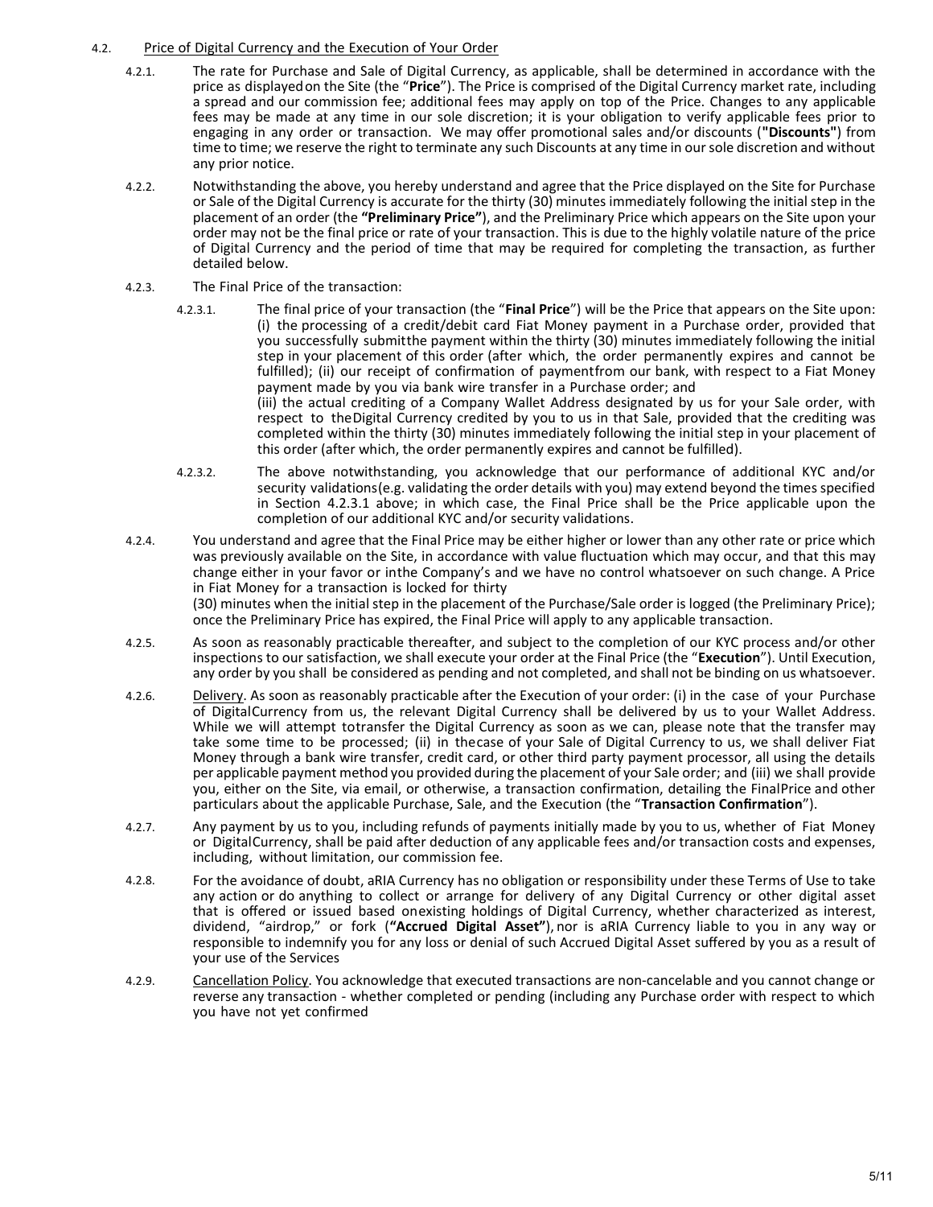4.2. Price of Digital Currency and the Execution of Your Order

4.2.1. The rate for Purchase and Sale of Digital Currency, as applicable, shall be determined in accordance with the price as displayed on the Site (the "**Price**"). The Price is comprised of the Digital Currency market rate, including a spread and our commission fee; additional fees may apply on top of the Price. Changes to any applicable fees may be made at any time in our sole discretion; it is your obligation to verify applicable fees prior to engaging in any order or transaction. We may offer promotional sales and/or discounts (**"Discounts"**) from time to time; we reserve the right to terminate any such Discounts at any time in our sole discretion and without any prior notice.

4.2.2. Notwithstanding the above, you hereby understand and agree that the Price displayed on the Site for Purchase or Sale of the Digital Currency is accurate for the thirty (30) minutes immediately following the initial step in the placement of an order (the **"Preliminary Price"**), and the Preliminary Price which appears on the Site upon your order may not be the final price or rate of your transaction. This is due to the highly volatile nature of the price of Digital Currency and the period of time that may be required for completing the transaction, as further detailed below.

4.2.3. The Final Price of the transaction:

4.2.3.1. The final price of your transaction (the "**Final Price**") will be the Price that appears on the Site upon: (i) the processing of a credit/debit card Fiat Money payment in a Purchase order, provided that you successfully submit the payment within the thirty (30) minutes immediately following the initial step in your placement of this order (after which, the order permanently expires and cannot be fulfilled); (ii) our receipt of confirmation of payment from our bank, with respect to a Fiat Money payment made by you via bank wire transfer in a Purchase order; and
(iii) the actual crediting of a Company Wallet Address designated by us for your Sale order, with respect to the Digital Currency credited by you to us in that Sale, provided that the crediting was completed within the thirty (30) minutes immediately following the initial step in your placement of this order (after which, the order permanently expires and cannot be fulfilled).

4.2.3.2. The above notwithstanding, you acknowledge that our performance of additional KYC and/or security validations (e.g. validating the order details with you) may extend beyond the times specified in Section 4.2.3.1 above; in which case, the Final Price shall be the Price applicable upon the completion of our additional KYC and/or security validations.

4.2.4. You understand and agree that the Final Price may be either higher or lower than any other rate or price which was previously available on the Site, in accordance with value fluctuation which may occur, and that this may change either in your favor or in the Company's and we have no control whatsoever on such change. A Price in Fiat Money for a transaction is locked for thirty
(30) minutes when the initial step in the placement of the Purchase/Sale order is logged (the Preliminary Price); once the Preliminary Price has expired, the Final Price will apply to any applicable transaction.

4.2.5. As soon as reasonably practicable thereafter, and subject to the completion of our KYC process and/or other inspections to our satisfaction, we shall execute your order at the Final Price (the "**Execution**"). Until Execution, any order by you shall be considered as pending and not completed, and shall not be binding on us whatsoever.

4.2.6. Delivery. As soon as reasonably practicable after the Execution of your order: (i) in the case of your Purchase of Digital Currency from us, the relevant Digital Currency shall be delivered by us to your Wallet Address. While we will attempt to transfer the Digital Currency as soon as we can, please note that the transfer may take some time to be processed; (ii) in the case of your Sale of Digital Currency to us, we shall deliver Fiat Money through a bank wire transfer, credit card, or other third party payment processor, all using the details per applicable payment method you provided during the placement of your Sale order; and (iii) we shall provide you, either on the Site, via email, or otherwise, a transaction confirmation, detailing the Final Price and other particulars about the applicable Purchase, Sale, and the Execution (the "**Transaction Confirmation**").

4.2.7. Any payment by us to you, including refunds of payments initially made by you to us, whether of Fiat Money or Digital Currency, shall be paid after deduction of any applicable fees and/or transaction costs and expenses, including, without limitation, our commission fee.

4.2.8. For the avoidance of doubt, aRIA Currency has no obligation or responsibility under these Terms of Use to take any action or do anything to collect or arrange for delivery of any Digital Currency or other digital asset that is offered or issued based on existing holdings of Digital Currency, whether characterized as interest, dividend, "airdrop," or fork (**"Accrued Digital Asset"**), nor is aRIA Currency liable to you in any way or responsible to indemnify you for any loss or denial of such Accrued Digital Asset suffered by you as a result of your use of the Services

4.2.9. Cancellation Policy. You acknowledge that executed transactions are non-cancelable and you cannot change or reverse any transaction - whether completed or pending (including any Purchase order with respect to which you have not yet confirmed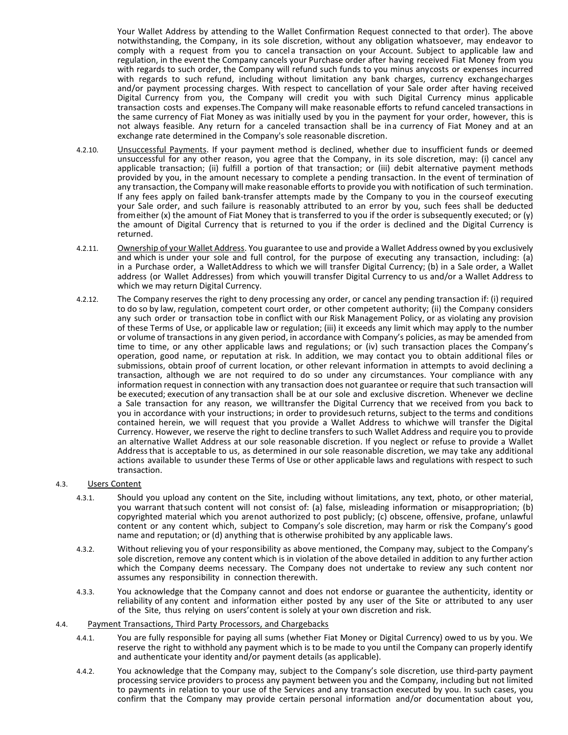Your Wallet Address by attending to the Wallet Confirmation Request connected to that order). The above notwithstanding, the Company, in its sole discretion, without any obligation whatsoever, may endeavor to comply with a request from you to cancel a transaction on your Account. Subject to applicable law and regulation, in the event the Company cancels your Purchase order after having received Fiat Money from you with regards to such order, the Company will refund such funds to you minus any costs or expenses incurred with regards to such refund, including without limitation any bank charges, currency exchange charges and/or payment processing charges. With respect to cancellation of your Sale order after having received Digital Currency from you, the Company will credit you with such Digital Currency minus applicable transaction costs and expenses. The Company will make reasonable efforts to refund canceled transactions in the same currency of Fiat Money as was initially used by you in the payment for your order, however, this is not always feasible. Any return for a canceled transaction shall be in a currency of Fiat Money and at an exchange rate determined in the Company's sole reasonable discretion.

4.2.10. Unsuccessful Payments. If your payment method is declined, whether due to insufficient funds or deemed unsuccessful for any other reason, you agree that the Company, in its sole discretion, may: (i) cancel any applicable transaction; (ii) fulfill a portion of that transaction; or (iii) debit alternative payment methods provided by you, in the amount necessary to complete a pending transaction. In the event of termination of any transaction, the Company will make reasonable efforts to provide you with notification of such termination. If any fees apply on failed bank-transfer attempts made by the Company to you in the course of executing your Sale order, and such failure is reasonably attributed to an error by you, such fees shall be deducted from either (x) the amount of Fiat Money that is transferred to you if the order is subsequently executed; or (y) the amount of Digital Currency that is returned to you if the order is declined and the Digital Currency is returned.

4.2.11. Ownership of your Wallet Address. You guarantee to use and provide a Wallet Address owned by you exclusively and which is under your sole and full control, for the purpose of executing any transaction, including: (a) in a Purchase order, a Wallet Address to which we will transfer Digital Currency; (b) in a Sale order, a Wallet address (or Wallet Addresses) from which you will transfer Digital Currency to us and/or a Wallet Address to which we may return Digital Currency.

4.2.12. The Company reserves the right to deny processing any order, or cancel any pending transaction if: (i) required to do so by law, regulation, competent court order, or other competent authority; (ii) the Company considers any such order or transaction to be in conflict with our Risk Management Policy, or as violating any provision of these Terms of Use, or applicable law or regulation; (iii) it exceeds any limit which may apply to the number or volume of transactions in any given period, in accordance with Company's policies, as may be amended from time to time, or any other applicable laws and regulations; or (iv) such transaction places the Company's operation, good name, or reputation at risk. In addition, we may contact you to obtain additional files or submissions, obtain proof of current location, or other relevant information in attempts to avoid declining a transaction, although we are not required to do so under any circumstances. Your compliance with any information request in connection with any transaction does not guarantee or require that such transaction will be executed; execution of any transaction shall be at our sole and exclusive discretion. Whenever we decline a Sale transaction for any reason, we will transfer the Digital Currency that we received from you back to you in accordance with your instructions; in order to provide such returns, subject to the terms and conditions contained herein, we will request that you provide a Wallet Address to which we will transfer the Digital Currency. However, we reserve the right to decline transfers to such Wallet Address and require you to provide an alternative Wallet Address at our sole reasonable discretion. If you neglect or refuse to provide a Wallet Address that is acceptable to us, as determined in our sole reasonable discretion, we may take any additional actions available to us under these Terms of Use or other applicable laws and regulations with respect to such transaction.

4.3. Users Content

4.3.1. Should you upload any content on the Site, including without limitations, any text, photo, or other material, you warrant that such content will not consist of: (a) false, misleading information or misappropriation; (b) copyrighted material which you are not authorized to post publicly; (c) obscene, offensive, profane, unlawful content or any content which, subject to Company's sole discretion, may harm or risk the Company's good name and reputation; or (d) anything that is otherwise prohibited by any applicable laws.

4.3.2. Without relieving you of your responsibility as above mentioned, the Company may, subject to the Company's sole discretion, remove any content which is in violation of the above detailed in addition to any further action which the Company deems necessary. The Company does not undertake to review any such content nor assumes any responsibility in connection therewith.

4.3.3. You acknowledge that the Company cannot and does not endorse or guarantee the authenticity, identity or reliability of any content and information either posted by any user of the Site or attributed to any user of the Site, thus relying on users' content is solely at your own discretion and risk.

4.4. Payment Transactions, Third Party Processors, and Chargebacks

4.4.1. You are fully responsible for paying all sums (whether Fiat Money or Digital Currency) owed to us by you. We reserve the right to withhold any payment which is to be made to you until the Company can properly identify and authenticate your identity and/or payment details (as applicable).

4.4.2. You acknowledge that the Company may, subject to the Company's sole discretion, use third-party payment processing service providers to process any payment between you and the Company, including but not limited to payments in relation to your use of the Services and any transaction executed by you. In such cases, you confirm that the Company may provide certain personal information and/or documentation about you,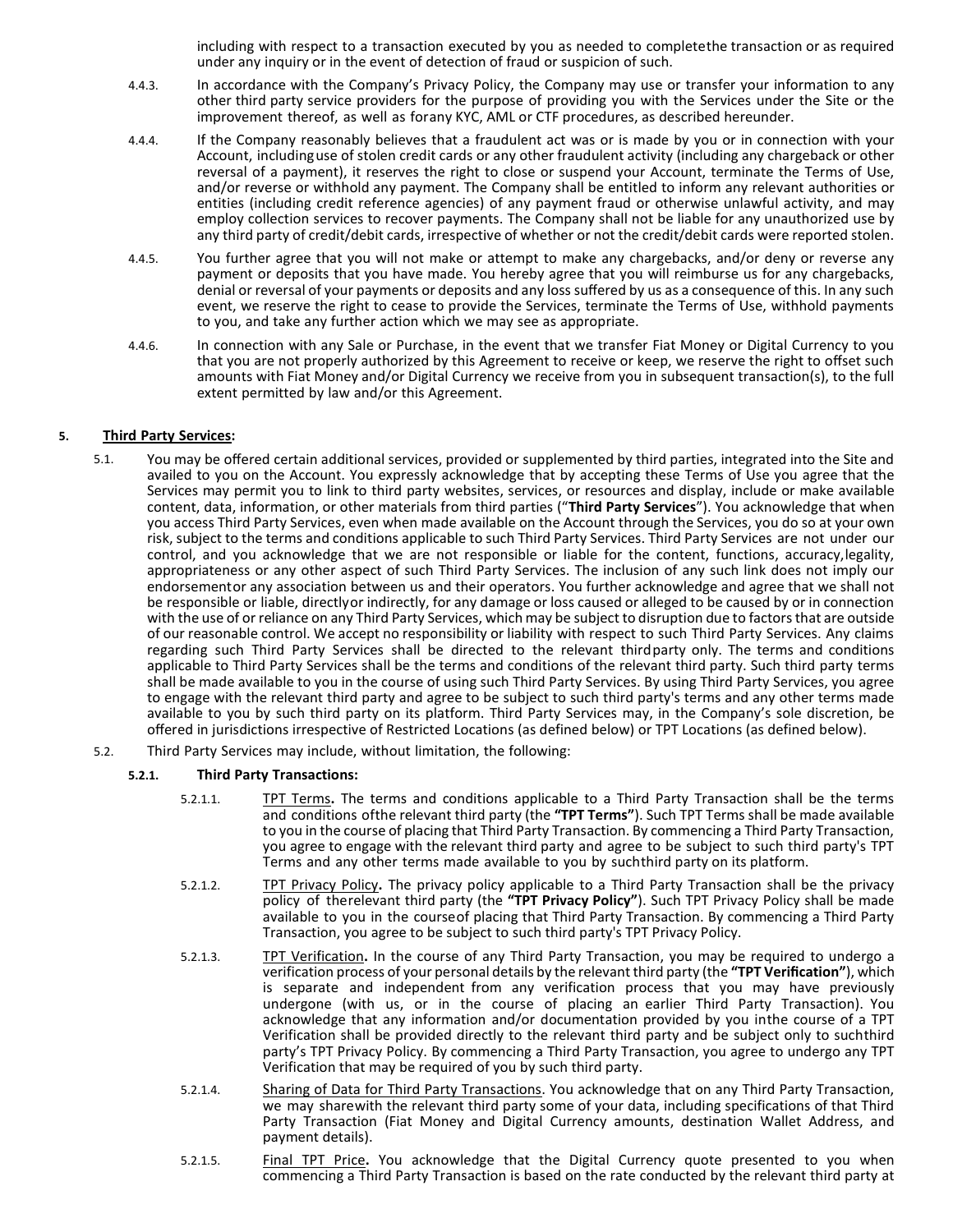including with respect to a transaction executed by you as needed to complete the transaction or as required under any inquiry or in the event of detection of fraud or suspicion of such.

4.4.3. In accordance with the Company's Privacy Policy, the Company may use or transfer your information to any other third party service providers for the purpose of providing you with the Services under the Site or the improvement thereof, as well as for any KYC, AML or CTF procedures, as described hereunder.

4.4.4. If the Company reasonably believes that a fraudulent act was or is made by you or in connection with your Account, including use of stolen credit cards or any other fraudulent activity (including any chargeback or other reversal of a payment), it reserves the right to close or suspend your Account, terminate the Terms of Use, and/or reverse or withhold any payment. The Company shall be entitled to inform any relevant authorities or entities (including credit reference agencies) of any payment fraud or otherwise unlawful activity, and may employ collection services to recover payments. The Company shall not be liable for any unauthorized use by any third party of credit/debit cards, irrespective of whether or not the credit/debit cards were reported stolen.

4.4.5. You further agree that you will not make or attempt to make any chargebacks, and/or deny or reverse any payment or deposits that you have made. You hereby agree that you will reimburse us for any chargebacks, denial or reversal of your payments or deposits and any loss suffered by us as a consequence of this. In any such event, we reserve the right to cease to provide the Services, terminate the Terms of Use, withhold payments to you, and take any further action which we may see as appropriate.

4.4.6. In connection with any Sale or Purchase, in the event that we transfer Fiat Money or Digital Currency to you that you are not properly authorized by this Agreement to receive or keep, we reserve the right to offset such amounts with Fiat Money and/or Digital Currency we receive from you in subsequent transaction(s), to the full extent permitted by law and/or this Agreement.

## 5. Third Party Services:

5.1. You may be offered certain additional services, provided or supplemented by third parties, integrated into the Site and availed to you on the Account. You expressly acknowledge that by accepting these Terms of Use you agree that the Services may permit you to link to third party websites, services, or resources and display, include or make available content, data, information, or other materials from third parties ("**Third Party Services**"). You acknowledge that when you access Third Party Services, even when made available on the Account through the Services, you do so at your own risk, subject to the terms and conditions applicable to such Third Party Services. Third Party Services are not under our control, and you acknowledge that we are not responsible or liable for the content, functions, accuracy, legality, appropriateness or any other aspect of such Third Party Services. The inclusion of any such link does not imply our endorsement or any association between us and their operators. You further acknowledge and agree that we shall not be responsible or liable, directly or indirectly, for any damage or loss caused or alleged to be caused by or in connection with the use of or reliance on any Third Party Services, which may be subject to disruption due to factors that are outside of our reasonable control. We accept no responsibility or liability with respect to such Third Party Services. Any claims regarding such Third Party Services shall be directed to the relevant third party only. The terms and conditions applicable to Third Party Services shall be the terms and conditions of the relevant third party. Such third party terms shall be made available to you in the course of using such Third Party Services. By using Third Party Services, you agree to engage with the relevant third party and agree to be subject to such third party's terms and any other terms made available to you by such third party on its platform. Third Party Services may, in the Company's sole discretion, be offered in jurisdictions irrespective of Restricted Locations (as defined below) or TPT Locations (as defined below).

5.2. Third Party Services may include, without limitation, the following:

### 5.2.1. Third Party Transactions:

5.2.1.1. TPT Terms**.** The terms and conditions applicable to a Third Party Transaction shall be the terms and conditions of the relevant third party (the **"TPT Terms"**). Such TPT Terms shall be made available to you in the course of placing that Third Party Transaction. By commencing a Third Party Transaction, you agree to engage with the relevant third party and agree to be subject to such third party's TPT Terms and any other terms made available to you by such third party on its platform.

5.2.1.2. TPT Privacy Policy**.** The privacy policy applicable to a Third Party Transaction shall be the privacy policy of the relevant third party (the **"TPT Privacy Policy"**). Such TPT Privacy Policy shall be made available to you in the course of placing that Third Party Transaction. By commencing a Third Party Transaction, you agree to be subject to such third party's TPT Privacy Policy.

5.2.1.3. TPT Verification**.** In the course of any Third Party Transaction, you may be required to undergo a verification process of your personal details by the relevant third party (the **"TPT Verification"**), which is separate and independent from any verification process that you may have previously undergone (with us, or in the course of placing an earlier Third Party Transaction). You acknowledge that any information and/or documentation provided by you in the course of a TPT Verification shall be provided directly to the relevant third party and be subject only to such third party's TPT Privacy Policy. By commencing a Third Party Transaction, you agree to undergo any TPT Verification that may be required of you by such third party.

5.2.1.4. Sharing of Data for Third Party Transactions. You acknowledge that on any Third Party Transaction, we may share with the relevant third party some of your data, including specifications of that Third Party Transaction (Fiat Money and Digital Currency amounts, destination Wallet Address, and payment details).

5.2.1.5. Final TPT Price**.** You acknowledge that the Digital Currency quote presented to you when commencing a Third Party Transaction is based on the rate conducted by the relevant third party at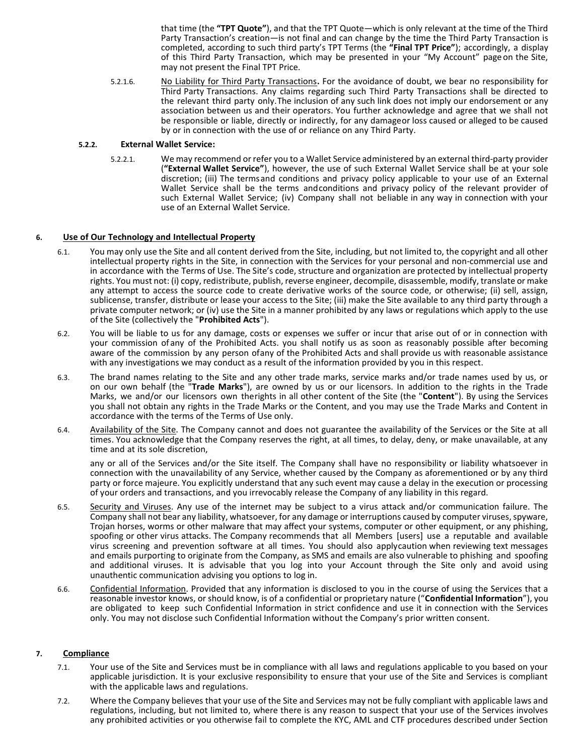that time (the **"TPT Quote"**), and that the TPT Quote—which is only relevant at the time of the Third Party Transaction's creation—is not final and can change by the time the Third Party Transaction is completed, according to such third party's TPT Terms (the **"Final TPT Price"**); accordingly, a display of this Third Party Transaction, which may be presented in your "My Account" page on the Site, may not present the Final TPT Price.

5.2.1.6. No Liability for Third Party Transactions**.** For the avoidance of doubt, we bear no responsibility for Third Party Transactions. Any claims regarding such Third Party Transactions shall be directed to the relevant third party only. The inclusion of any such link does not imply our endorsement or any association between us and their operators. You further acknowledge and agree that we shall not be responsible or liable, directly or indirectly, for any damage or loss caused or alleged to be caused by or in connection with the use of or reliance on any Third Party.

**5.2.2. External Wallet Service:**

5.2.2.1. We may recommend or refer you to a Wallet Service administered by an external third-party provider (**"External Wallet Service"**), however, the use of such External Wallet Service shall be at your sole discretion; (iii) The terms and conditions and privacy policy applicable to your use of an External Wallet Service shall be the terms and conditions and privacy policy of the relevant provider of such External Wallet Service; (iv) Company shall not be liable in any way in connection with your use of an External Wallet Service.

## 6. Use of Our Technology and Intellectual Property

6.1. You may only use the Site and all content derived from the Site, including, but not limited to, the copyright and all other intellectual property rights in the Site, in connection with the Services for your personal and non-commercial use and in accordance with the Terms of Use. The Site's code, structure and organization are protected by intellectual property rights. You must not: (i) copy, redistribute, publish, reverse engineer, decompile, disassemble, modify, translate or make any attempt to access the source code to create derivative works of the source code, or otherwise; (ii) sell, assign, sublicense, transfer, distribute or lease your access to the Site; (iii) make the Site available to any third party through a private computer network; or (iv) use the Site in a manner prohibited by any laws or regulations which apply to the use of the Site (collectively the "**Prohibited Acts**").

6.2. You will be liable to us for any damage, costs or expenses we suffer or incur that arise out of or in connection with your commission of any of the Prohibited Acts. you shall notify us as soon as reasonably possible after becoming aware of the commission by any person of any of the Prohibited Acts and shall provide us with reasonable assistance with any investigations we may conduct as a result of the information provided by you in this respect.

6.3. The brand names relating to the Site and any other trade marks, service marks and/or trade names used by us, or on our own behalf (the "**Trade Marks**"), are owned by us or our licensors. In addition to the rights in the Trade Marks, we and/or our licensors own the rights in all other content of the Site (the "**Content**"). By using the Services you shall not obtain any rights in the Trade Marks or the Content, and you may use the Trade Marks and Content in accordance with the terms of the Terms of Use only.

6.4. Availability of the Site. The Company cannot and does not guarantee the availability of the Services or the Site at all times. You acknowledge that the Company reserves the right, at all times, to delay, deny, or make unavailable, at any time and at its sole discretion,

any or all of the Services and/or the Site itself. The Company shall have no responsibility or liability whatsoever in connection with the unavailability of any Service, whether caused by the Company as aforementioned or by any third party or force majeure. You explicitly understand that any such event may cause a delay in the execution or processing of your orders and transactions, and you irrevocably release the Company of any liability in this regard.

6.5. Security and Viruses. Any use of the internet may be subject to a virus attack and/or communication failure. The Company shall not bear any liability, whatsoever, for any damage or interruptions caused by computer viruses, spyware, Trojan horses, worms or other malware that may affect your systems, computer or other equipment, or any phishing, spoofing or other virus attacks. The Company recommends that all Members [users] use a reputable and available virus screening and prevention software at all times. You should also apply caution when reviewing text messages and emails purporting to originate from the Company, as SMS and emails are also vulnerable to phishing and spoofing and additional viruses. It is advisable that you log into your Account through the Site only and avoid using unauthentic communication advising you options to log in.

6.6. Confidential Information. Provided that any information is disclosed to you in the course of using the Services that a reasonable investor knows, or should know, is of a confidential or proprietary nature ("**Confidential Information**"), you are obligated to keep such Confidential Information in strict confidence and use it in connection with the Services only. You may not disclose such Confidential Information without the Company's prior written consent.

## 7. Compliance

7.1. Your use of the Site and Services must be in compliance with all laws and regulations applicable to you based on your applicable jurisdiction. It is your exclusive responsibility to ensure that your use of the Site and Services is compliant with the applicable laws and regulations.

7.2. Where the Company believes that your use of the Site and Services may not be fully compliant with applicable laws and regulations, including, but not limited to, where there is any reason to suspect that your use of the Services involves any prohibited activities or you otherwise fail to complete the KYC, AML and CTF procedures described under Section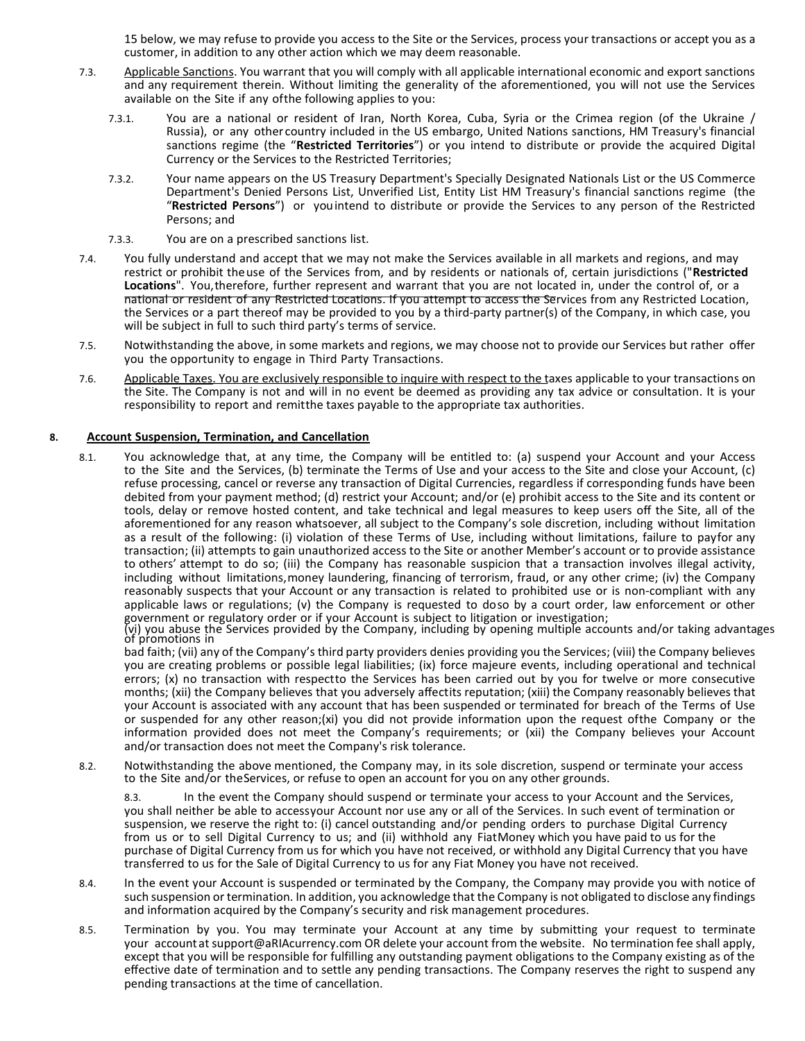15 below, we may refuse to provide you access to the Site or the Services, process your transactions or accept you as a customer, in addition to any other action which we may deem reasonable.

7.3. Applicable Sanctions. You warrant that you will comply with all applicable international economic and export sanctions and any requirement therein. Without limiting the generality of the aforementioned, you will not use the Services available on the Site if any ofthe following applies to you:

7.3.1. You are a national or resident of Iran, North Korea, Cuba, Syria or the Crimea region (of the Ukraine / Russia), or any other country included in the US embargo, United Nations sanctions, HM Treasury's financial sanctions regime (the "**Restricted Territories**") or you intend to distribute or provide the acquired Digital Currency or the Services to the Restricted Territories;

7.3.2. Your name appears on the US Treasury Department's Specially Designated Nationals List or the US Commerce Department's Denied Persons List, Unverified List, Entity List HM Treasury's financial sanctions regime (the "**Restricted Persons**") or youintend to distribute or provide the Services to any person of the Restricted Persons; and

7.3.3. You are on a prescribed sanctions list.

7.4. You fully understand and accept that we may not make the Services available in all markets and regions, and may restrict or prohibit theuse of the Services from, and by residents or nationals of, certain jurisdictions ("**Restricted Locations**". You,therefore, further represent and warrant that you are not located in, under the control of, or a national or resident of any Restricted Locations. If you attempt to access the Services from any Restricted Location, the Services or a part thereof may be provided to you by a third-party partner(s) of the Company, in which case, you will be subject in full to such third party's terms of service.

7.5. Notwithstanding the above, in some markets and regions, we may choose not to provide our Services but rather offer you the opportunity to engage in Third Party Transactions.

7.6. Applicable Taxes. You are exclusively responsible to inquire with respect to the taxes applicable to your transactions on the Site. The Company is not and will in no event be deemed as providing any tax advice or consultation. It is your responsibility to report and remitthe taxes payable to the appropriate tax authorities.

## 8. Account Suspension, Termination, and Cancellation

8.1. You acknowledge that, at any time, the Company will be entitled to: (a) suspend your Account and your Access to the Site and the Services, (b) terminate the Terms of Use and your access to the Site and close your Account, (c) refuse processing, cancel or reverse any transaction of Digital Currencies, regardless if corresponding funds have been debited from your payment method; (d) restrict your Account; and/or (e) prohibit access to the Site and its content or tools, delay or remove hosted content, and take technical and legal measures to keep users off the Site, all of the aforementioned for any reason whatsoever, all subject to the Company's sole discretion, including without limitation as a result of the following: (i) violation of these Terms of Use, including without limitations, failure to payfor any transaction; (ii) attempts to gain unauthorized access to the Site or another Member's account or to provide assistance to others' attempt to do so; (iii) the Company has reasonable suspicion that a transaction involves illegal activity, including without limitations,money laundering, financing of terrorism, fraud, or any other crime; (iv) the Company reasonably suspects that your Account or any transaction is related to prohibited use or is non-compliant with any applicable laws or regulations; (v) the Company is requested to doso by a court order, law enforcement or other government or regulatory order or if your Account is subject to litigation or investigation;
(vi) you abuse the Services provided by the Company, including by opening multiple accounts and/or taking advantages of promotions in
bad faith; (vii) any of the Company's third party providers denies providing you the Services; (viii) the Company believes you are creating problems or possible legal liabilities; (ix) force majeure events, including operational and technical errors; (x) no transaction with respectto the Services has been carried out by you for twelve or more consecutive months; (xii) the Company believes that you adversely affectits reputation; (xiii) the Company reasonably believes that your Account is associated with any account that has been suspended or terminated for breach of the Terms of Use or suspended for any other reason;(xi) you did not provide information upon the request ofthe Company or the information provided does not meet the Company's requirements; or (xii) the Company believes your Account and/or transaction does not meet the Company's risk tolerance.

8.2. Notwithstanding the above mentioned, the Company may, in its sole discretion, suspend or terminate your access to the Site and/or theServices, or refuse to open an account for you on any other grounds.

8.3. In the event the Company should suspend or terminate your access to your Account and the Services, you shall neither be able to accessyour Account nor use any or all of the Services. In such event of termination or suspension, we reserve the right to: (i) cancel outstanding and/or pending orders to purchase Digital Currency from us or to sell Digital Currency to us; and (ii) withhold any FiatMoney which you have paid to us for the purchase of Digital Currency from us for which you have not received, or withhold any Digital Currency that you have transferred to us for the Sale of Digital Currency to us for any Fiat Money you have not received.

8.4. In the event your Account is suspended or terminated by the Company, the Company may provide you with notice of such suspension or termination. In addition, you acknowledge that the Company is not obligated to disclose any findings and information acquired by the Company's security and risk management procedures.

8.5. Termination by you. You may terminate your Account at any time by submitting your request to terminate your account at support@aRIAcurrency.com OR delete your account from the website. No termination fee shall apply, except that you will be responsible for fulfilling any outstanding payment obligations to the Company existing as of the effective date of termination and to settle any pending transactions. The Company reserves the right to suspend any pending transactions at the time of cancellation.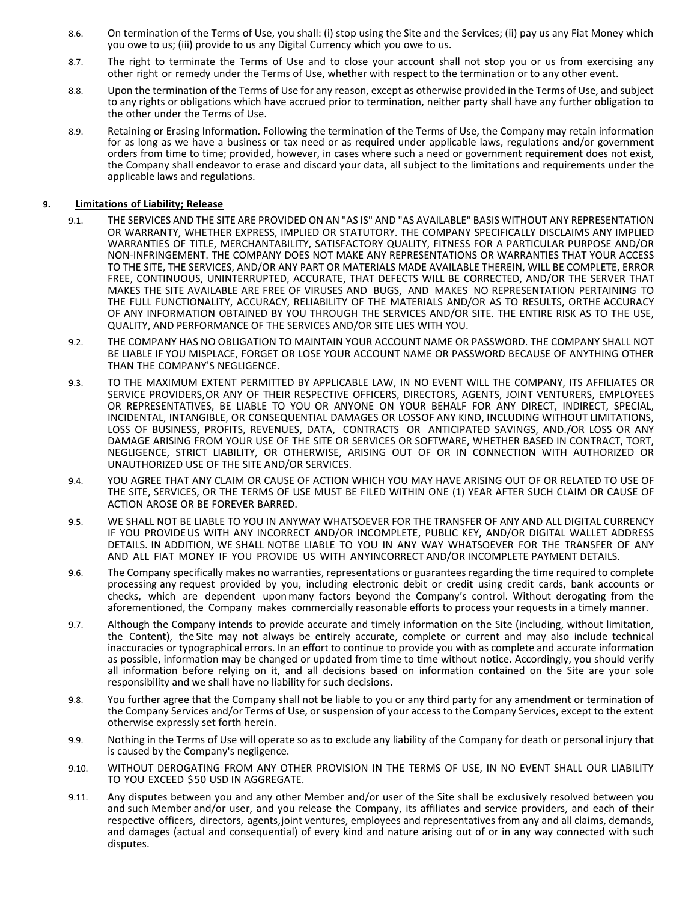8.6. On termination of the Terms of Use, you shall: (i) stop using the Site and the Services; (ii) pay us any Fiat Money which you owe to us; (iii) provide to us any Digital Currency which you owe to us.

8.7. The right to terminate the Terms of Use and to close your account shall not stop you or us from exercising any other right or remedy under the Terms of Use, whether with respect to the termination or to any other event.

8.8. Upon the termination of the Terms of Use for any reason, except as otherwise provided in the Terms of Use, and subject to any rights or obligations which have accrued prior to termination, neither party shall have any further obligation to the other under the Terms of Use.

8.9. Retaining or Erasing Information. Following the termination of the Terms of Use, the Company may retain information for as long as we have a business or tax need or as required under applicable laws, regulations and/or government orders from time to time; provided, however, in cases where such a need or government requirement does not exist, the Company shall endeavor to erase and discard your data, all subject to the limitations and requirements under the applicable laws and regulations.

## 9. Limitations of Liability; Release

9.1. THE SERVICES AND THE SITE ARE PROVIDED ON AN "AS IS" AND "AS AVAILABLE" BASIS WITHOUT ANY REPRESENTATION OR WARRANTY, WHETHER EXPRESS, IMPLIED OR STATUTORY. THE COMPANY SPECIFICALLY DISCLAIMS ANY IMPLIED WARRANTIES OF TITLE, MERCHANTABILITY, SATISFACTORY QUALITY, FITNESS FOR A PARTICULAR PURPOSE AND/OR NON-INFRINGEMENT. THE COMPANY DOES NOT MAKE ANY REPRESENTATIONS OR WARRANTIES THAT YOUR ACCESS TO THE SITE, THE SERVICES, AND/OR ANY PART OR MATERIALS MADE AVAILABLE THEREIN, WILL BE COMPLETE, ERROR FREE, CONTINUOUS, UNINTERRUPTED, ACCURATE, THAT DEFECTS WILL BE CORRECTED, AND/OR THE SERVER THAT MAKES THE SITE AVAILABLE ARE FREE OF VIRUSES AND BUGS, AND MAKES NO REPRESENTATION PERTAINING TO THE FULL FUNCTIONALITY, ACCURACY, RELIABILITY OF THE MATERIALS AND/OR AS TO RESULTS, ORTHE ACCURACY OF ANY INFORMATION OBTAINED BY YOU THROUGH THE SERVICES AND/OR SITE. THE ENTIRE RISK AS TO THE USE, QUALITY, AND PERFORMANCE OF THE SERVICES AND/OR SITE LIES WITH YOU.

9.2. THE COMPANY HAS NO OBLIGATION TO MAINTAIN YOUR ACCOUNT NAME OR PASSWORD. THE COMPANY SHALL NOT BE LIABLE IF YOU MISPLACE, FORGET OR LOSE YOUR ACCOUNT NAME OR PASSWORD BECAUSE OF ANYTHING OTHER THAN THE COMPANY'S NEGLIGENCE.

9.3. TO THE MAXIMUM EXTENT PERMITTED BY APPLICABLE LAW, IN NO EVENT WILL THE COMPANY, ITS AFFILIATES OR SERVICE PROVIDERS,OR ANY OF THEIR RESPECTIVE OFFICERS, DIRECTORS, AGENTS, JOINT VENTURERS, EMPLOYEES OR REPRESENTATIVES, BE LIABLE TO YOU OR ANYONE ON YOUR BEHALF FOR ANY DIRECT, INDIRECT, SPECIAL, INCIDENTAL, INTANGIBLE, OR CONSEQUENTIAL DAMAGES OR LOSSOF ANY KIND, INCLUDING WITHOUT LIMITATIONS, LOSS OF BUSINESS, PROFITS, REVENUES, DATA, CONTRACTS OR ANTICIPATED SAVINGS, AND./OR LOSS OR ANY DAMAGE ARISING FROM YOUR USE OF THE SITE OR SERVICES OR SOFTWARE, WHETHER BASED IN CONTRACT, TORT, NEGLIGENCE, STRICT LIABILITY, OR OTHERWISE, ARISING OUT OF OR IN CONNECTION WITH AUTHORIZED OR UNAUTHORIZED USE OF THE SITE AND/OR SERVICES.

9.4. YOU AGREE THAT ANY CLAIM OR CAUSE OF ACTION WHICH YOU MAY HAVE ARISING OUT OF OR RELATED TO USE OF THE SITE, SERVICES, OR THE TERMS OF USE MUST BE FILED WITHIN ONE (1) YEAR AFTER SUCH CLAIM OR CAUSE OF ACTION AROSE OR BE FOREVER BARRED.

9.5. WE SHALL NOT BE LIABLE TO YOU IN ANYWAY WHATSOEVER FOR THE TRANSFER OF ANY AND ALL DIGITAL CURRENCY IF YOU PROVIDE US WITH ANY INCORRECT AND/OR INCOMPLETE, PUBLIC KEY, AND/OR DIGITAL WALLET ADDRESS DETAILS. IN ADDITION, WE SHALL NOTBE LIABLE TO YOU IN ANY WAY WHATSOEVER FOR THE TRANSFER OF ANY AND ALL FIAT MONEY IF YOU PROVIDE US WITH ANYINCORRECT AND/OR INCOMPLETE PAYMENT DETAILS.

9.6. The Company specifically makes no warranties, representations or guarantees regarding the time required to complete processing any request provided by you, including electronic debit or credit using credit cards, bank accounts or checks, which are dependent upon many factors beyond the Company's control. Without derogating from the aforementioned, the Company makes commercially reasonable efforts to process your requests in a timely manner.

9.7. Although the Company intends to provide accurate and timely information on the Site (including, without limitation, the Content), the Site may not always be entirely accurate, complete or current and may also include technical inaccuracies or typographical errors. In an effort to continue to provide you with as complete and accurate information as possible, information may be changed or updated from time to time without notice. Accordingly, you should verify all information before relying on it, and all decisions based on information contained on the Site are your sole responsibility and we shall have no liability for such decisions.

9.8. You further agree that the Company shall not be liable to you or any third party for any amendment or termination of the Company Services and/or Terms of Use, or suspension of your access to the Company Services, except to the extent otherwise expressly set forth herein.

9.9. Nothing in the Terms of Use will operate so as to exclude any liability of the Company for death or personal injury that is caused by the Company's negligence.

9.10. WITHOUT DEROGATING FROM ANY OTHER PROVISION IN THE TERMS OF USE, IN NO EVENT SHALL OUR LIABILITY TO YOU EXCEED $50 USD IN AGGREGATE.

9.11. Any disputes between you and any other Member and/or user of the Site shall be exclusively resolved between you and such Member and/or user, and you release the Company, its affiliates and service providers, and each of their respective officers, directors, agents,joint ventures, employees and representatives from any and all claims, demands, and damages (actual and consequential) of every kind and nature arising out of or in any way connected with such disputes.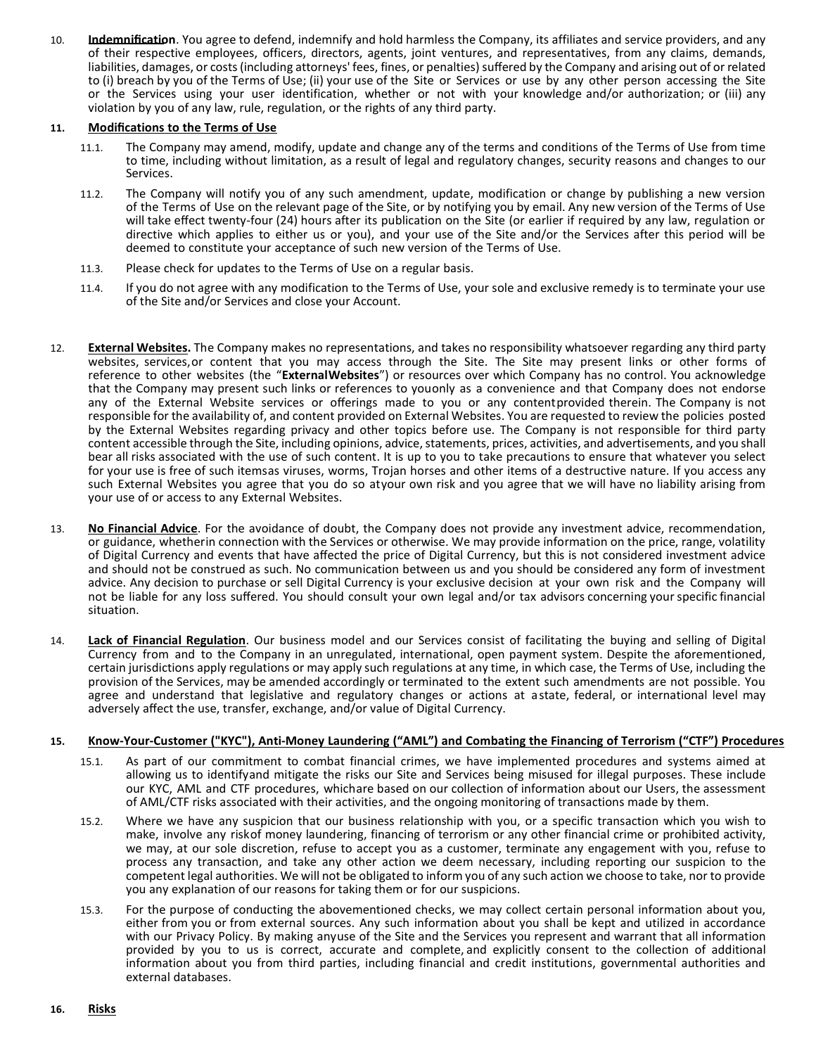10. **Indemnification**. You agree to defend, indemnify and hold harmless the Company, its affiliates and service providers, and any of their respective employees, officers, directors, agents, joint ventures, and representatives, from any claims, demands, liabilities, damages, or costs (including attorneys' fees, fines, or penalties) suffered by the Company and arising out of or related to (i) breach by you of the Terms of Use; (ii) your use of the Site or Services or use by any other person accessing the Site or the Services using your user identification, whether or not with your knowledge and/or authorization; or (iii) any violation by you of any law, rule, regulation, or the rights of any third party.

11. **Modifications to the Terms of Use**

    11.1. The Company may amend, modify, update and change any of the terms and conditions of the Terms of Use from time to time, including without limitation, as a result of legal and regulatory changes, security reasons and changes to our Services.

    11.2. The Company will notify you of any such amendment, update, modification or change by publishing a new version of the Terms of Use on the relevant page of the Site, or by notifying you by email. Any new version of the Terms of Use will take effect twenty-four (24) hours after its publication on the Site (or earlier if required by any law, regulation or directive which applies to either us or you), and your use of the Site and/or the Services after this period will be deemed to constitute your acceptance of such new version of the Terms of Use.

    11.3. Please check for updates to the Terms of Use on a regular basis.

    11.4. If you do not agree with any modification to the Terms of Use, your sole and exclusive remedy is to terminate your use of the Site and/or Services and close your Account.

12. **External Websites.** The Company makes no representations, and takes no responsibility whatsoever regarding any third party websites, services,or content that you may access through the Site. The Site may present links or other forms of reference to other websites (the "**ExternalWebsites**") or resources over which Company has no control. You acknowledge that the Company may present such links or references to youonly as a convenience and that Company does not endorse any of the External Website services or offerings made to you or any contentprovided therein. The Company is not responsible for the availability of, and content provided on External Websites. You are requested to review the policies posted by the External Websites regarding privacy and other topics before use. The Company is not responsible for third party content accessible through the Site, including opinions, advice, statements, prices, activities, and advertisements, and you shall bear all risks associated with the use of such content. It is up to you to take precautions to ensure that whatever you select for your use is free of such itemsas viruses, worms, Trojan horses and other items of a destructive nature. If you access any such External Websites you agree that you do so atyour own risk and you agree that we will have no liability arising from your use of or access to any External Websites.

13. **No Financial Advice**. For the avoidance of doubt, the Company does not provide any investment advice, recommendation, or guidance, whetherin connection with the Services or otherwise. We may provide information on the price, range, volatility of Digital Currency and events that have affected the price of Digital Currency, but this is not considered investment advice and should not be construed as such. No communication between us and you should be considered any form of investment advice. Any decision to purchase or sell Digital Currency is your exclusive decision at your own risk and the Company will not be liable for any loss suffered. You should consult your own legal and/or tax advisors concerning your specific financial situation.

14. **Lack of Financial Regulation**. Our business model and our Services consist of facilitating the buying and selling of Digital Currency from and to the Company in an unregulated, international, open payment system. Despite the aforementioned, certain jurisdictions apply regulations or may apply such regulations at any time, in which case, the Terms of Use, including the provision of the Services, may be amended accordingly or terminated to the extent such amendments are not possible. You agree and understand that legislative and regulatory changes or actions at astate, federal, or international level may adversely affect the use, transfer, exchange, and/or value of Digital Currency.

15. **Know-Your-Customer ("KYC"), Anti-Money Laundering ("AML") and Combating the Financing of Terrorism ("CTF") Procedures**

    15.1. As part of our commitment to combat financial crimes, we have implemented procedures and systems aimed at allowing us to identifyand mitigate the risks our Site and Services being misused for illegal purposes. These include our KYC, AML and CTF procedures, whichare based on our collection of information about our Users, the assessment of AML/CTF risks associated with their activities, and the ongoing monitoring of transactions made by them.

    15.2. Where we have any suspicion that our business relationship with you, or a specific transaction which you wish to make, involve any riskof money laundering, financing of terrorism or any other financial crime or prohibited activity, we may, at our sole discretion, refuse to accept you as a customer, terminate any engagement with you, refuse to process any transaction, and take any other action we deem necessary, including reporting our suspicion to the competent legal authorities. We will not be obligated to inform you of any such action we choose to take, nor to provide you any explanation of our reasons for taking them or for our suspicions.

    15.3. For the purpose of conducting the abovementioned checks, we may collect certain personal information about you, either from you or from external sources. Any such information about you shall be kept and utilized in accordance with our Privacy Policy. By making anyuse of the Site and the Services you represent and warrant that all information provided by you to us is correct, accurate and complete, and explicitly consent to the collection of additional information about you from third parties, including financial and credit institutions, governmental authorities and external databases.

16. **Risks**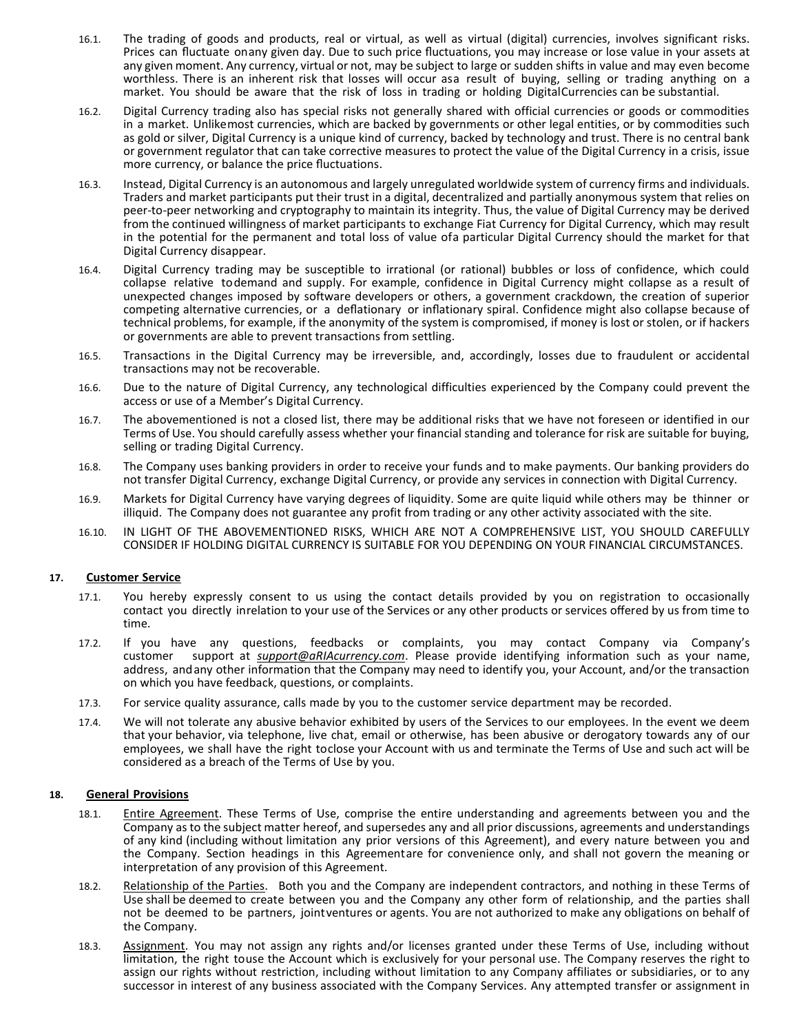16.1. The trading of goods and products, real or virtual, as well as virtual (digital) currencies, involves significant risks. Prices can fluctuate onany given day. Due to such price fluctuations, you may increase or lose value in your assets at any given moment. Any currency, virtual or not, may be subject to large or sudden shifts in value and may even become worthless. There is an inherent risk that losses will occur asa result of buying, selling or trading anything on a market. You should be aware that the risk of loss in trading or holding DigitalCurrencies can be substantial.

16.2. Digital Currency trading also has special risks not generally shared with official currencies or goods or commodities in a market. Unlikemost currencies, which are backed by governments or other legal entities, or by commodities such as gold or silver, Digital Currency is a unique kind of currency, backed by technology and trust. There is no central bank or government regulator that can take corrective measures to protect the value of the Digital Currency in a crisis, issue more currency, or balance the price fluctuations.

16.3. Instead, Digital Currency is an autonomous and largely unregulated worldwide system of currency firms and individuals. Traders and market participants put their trust in a digital, decentralized and partially anonymous system that relies on peer-to-peer networking and cryptography to maintain its integrity. Thus, the value of Digital Currency may be derived from the continued willingness of market participants to exchange Fiat Currency for Digital Currency, which may result in the potential for the permanent and total loss of value ofa particular Digital Currency should the market for that Digital Currency disappear.

16.4. Digital Currency trading may be susceptible to irrational (or rational) bubbles or loss of confidence, which could collapse relative todemand and supply. For example, confidence in Digital Currency might collapse as a result of unexpected changes imposed by software developers or others, a government crackdown, the creation of superior competing alternative currencies, or a deflationary or inflationary spiral. Confidence might also collapse because of technical problems, for example, if the anonymity of the system is compromised, if money is lost or stolen, or if hackers or governments are able to prevent transactions from settling.

16.5. Transactions in the Digital Currency may be irreversible, and, accordingly, losses due to fraudulent or accidental transactions may not be recoverable.

16.6. Due to the nature of Digital Currency, any technological difficulties experienced by the Company could prevent the access or use of a Member's Digital Currency.

16.7. The abovementioned is not a closed list, there may be additional risks that we have not foreseen or identified in our Terms of Use. You should carefully assess whether your financial standing and tolerance for risk are suitable for buying, selling or trading Digital Currency.

16.8. The Company uses banking providers in order to receive your funds and to make payments. Our banking providers do not transfer Digital Currency, exchange Digital Currency, or provide any services in connection with Digital Currency.

16.9. Markets for Digital Currency have varying degrees of liquidity. Some are quite liquid while others may be thinner or illiquid. The Company does not guarantee any profit from trading or any other activity associated with the site.

16.10. IN LIGHT OF THE ABOVEMENTIONED RISKS, WHICH ARE NOT A COMPREHENSIVE LIST, YOU SHOULD CAREFULLY CONSIDER IF HOLDING DIGITAL CURRENCY IS SUITABLE FOR YOU DEPENDING ON YOUR FINANCIAL CIRCUMSTANCES.

## 17. Customer Service

17.1. You hereby expressly consent to us using the contact details provided by you on registration to occasionally contact you directly inrelation to your use of the Services or any other products or services offered by us from time to time.

17.2. If you have any questions, feedbacks or complaints, you may contact Company via Company's customer support at *support@aRIAcurrency.com*. Please provide identifying information such as your name, address, andany other information that the Company may need to identify you, your Account, and/or the transaction on which you have feedback, questions, or complaints.

17.3. For service quality assurance, calls made by you to the customer service department may be recorded.

17.4. We will not tolerate any abusive behavior exhibited by users of the Services to our employees. In the event we deem that your behavior, via telephone, live chat, email or otherwise, has been abusive or derogatory towards any of our employees, we shall have the right toclose your Account with us and terminate the Terms of Use and such act will be considered as a breach of the Terms of Use by you.

## 18. General Provisions

18.1. Entire Agreement. These Terms of Use, comprise the entire understanding and agreements between you and the Company as to the subject matter hereof, and supersedes any and all prior discussions, agreements and understandings of any kind (including without limitation any prior versions of this Agreement), and every nature between you and the Company. Section headings in this Agreementare for convenience only, and shall not govern the meaning or interpretation of any provision of this Agreement.

18.2. Relationship of the Parties. Both you and the Company are independent contractors, and nothing in these Terms of Use shall be deemed to create between you and the Company any other form of relationship, and the parties shall not be deemed to be partners, jointventures or agents. You are not authorized to make any obligations on behalf of the Company.

18.3. Assignment. You may not assign any rights and/or licenses granted under these Terms of Use, including without limitation, the right touse the Account which is exclusively for your personal use. The Company reserves the right to assign our rights without restriction, including without limitation to any Company affiliates or subsidiaries, or to any successor in interest of any business associated with the Company Services. Any attempted transfer or assignment in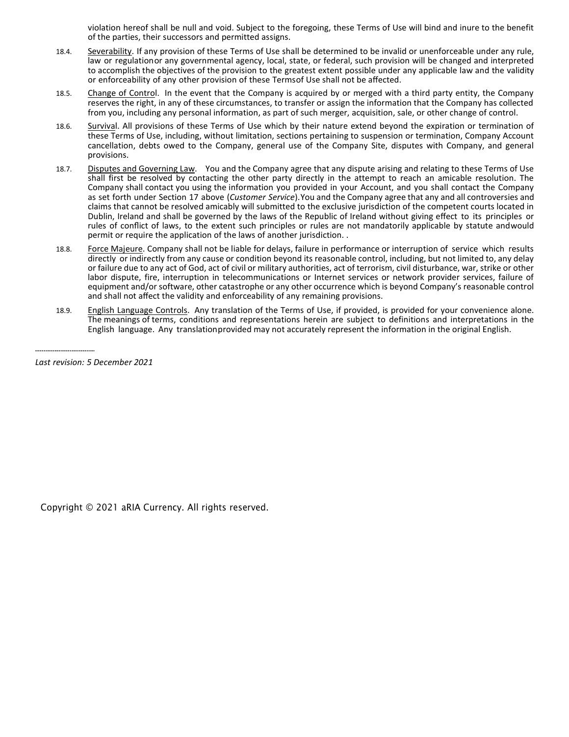violation hereof shall be null and void. Subject to the foregoing, these Terms of Use will bind and inure to the benefit of the parties, their successors and permitted assigns.

18.4. Severability. If any provision of these Terms of Use shall be determined to be invalid or unenforceable under any rule, law or regulationor any governmental agency, local, state, or federal, such provision will be changed and interpreted to accomplish the objectives of the provision to the greatest extent possible under any applicable law and the validity or enforceability of any other provision of these Termsof Use shall not be affected.

18.5. Change of Control. In the event that the Company is acquired by or merged with a third party entity, the Company reserves the right, in any of these circumstances, to transfer or assign the information that the Company has collected from you, including any personal information, as part of such merger, acquisition, sale, or other change of control.

18.6. Survival. All provisions of these Terms of Use which by their nature extend beyond the expiration or termination of these Terms of Use, including, without limitation, sections pertaining to suspension or termination, Company Account cancellation, debts owed to the Company, general use of the Company Site, disputes with Company, and general provisions.

18.7. Disputes and Governing Law. You and the Company agree that any dispute arising and relating to these Terms of Use shall first be resolved by contacting the other party directly in the attempt to reach an amicable resolution. The Company shall contact you using the information you provided in your Account, and you shall contact the Company as set forth under Section 17 above (*Customer Service*).You and the Company agree that any and all controversies and claims that cannot be resolved amicably will submitted to the exclusive jurisdiction of the competent courts located in Dublin, Ireland and shall be governed by the laws of the Republic of Ireland without giving effect to its principles or rules of conflict of laws, to the extent such principles or rules are not mandatorily applicable by statute andwould permit or require the application of the laws of another jurisdiction. .

18.8. Force Majeure. Company shall not be liable for delays, failure in performance or interruption of service which results directly or indirectly from any cause or condition beyond its reasonable control, including, but not limited to, any delay or failure due to any act of God, act of civil or military authorities, act of terrorism, civil disturbance, war, strike or other labor dispute, fire, interruption in telecommunications or Internet services or network provider services, failure of equipment and/or software, other catastrophe or any other occurrence which is beyond Company's reasonable control and shall not affect the validity and enforceability of any remaining provisions.

18.9. English Language Controls. Any translation of the Terms of Use, if provided, is provided for your convenience alone. The meanings of terms, conditions and representations herein are subject to definitions and interpretations in the English language. Any translationprovided may not accurately represent the information in the original English.

----------------------------

*Last revision: 5 December 2021*

Copyright © 2021 aRIA Currency. All rights reserved.